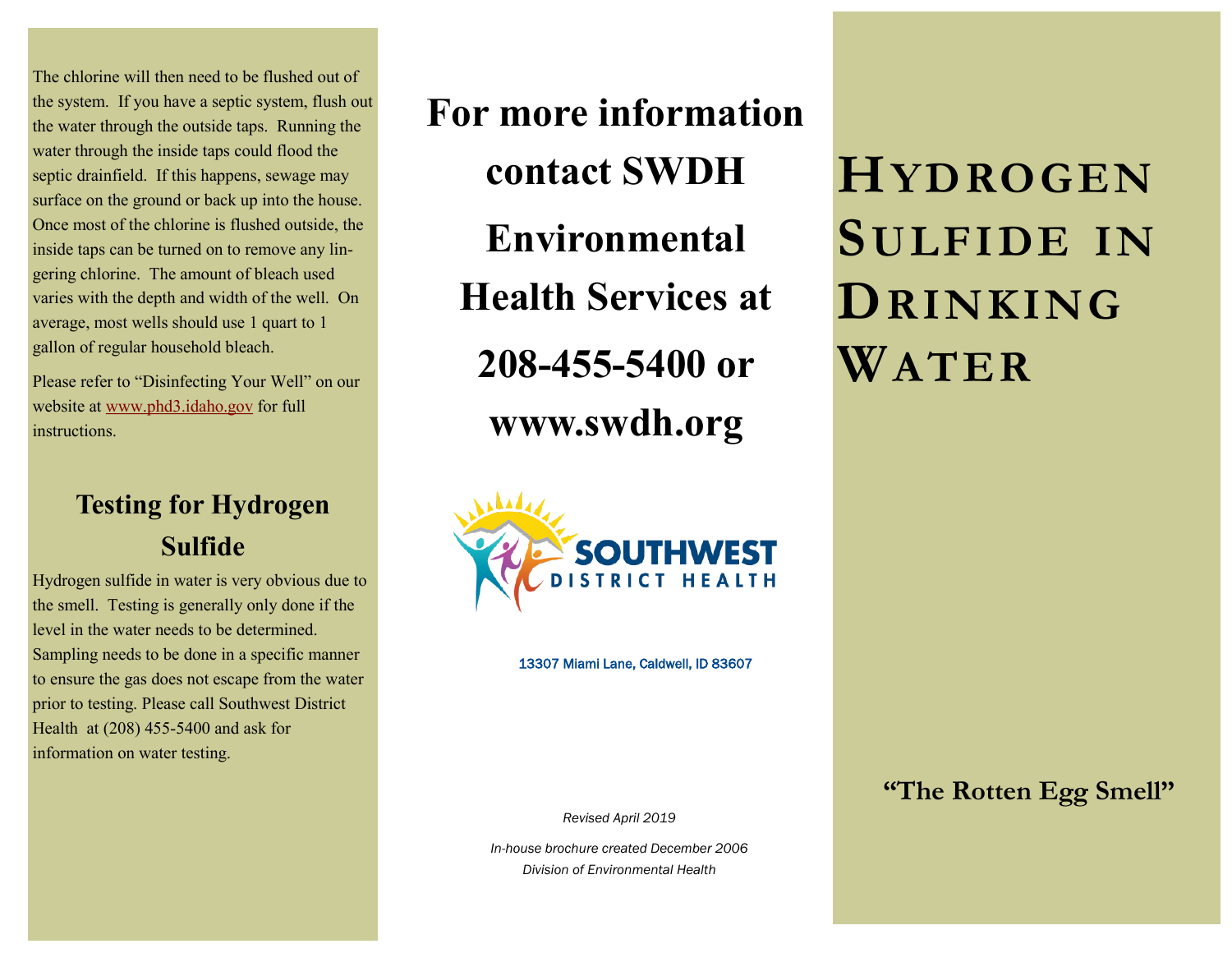The chlorine will then need to be flushed out of the system. If you have a septic system, flush out the water through the outside taps. Running the water through the inside taps could flood the septic drainfield. If this happens, sewage may surface on the ground or back up into the house. Once most of the chlorine is flushed outside, the inside taps can be turned on to remove any lingering chlorine. The amount of bleach used varies with the depth and width of the well. On average, most wells should use 1 quart to 1 gallon of regular household bleach.

Please refer to “Disinfecting Your Well” on our website at www.phd3.idaho.gov for full instructions.

## Testing for Hydrogen Sulfide

Hydrogen sulfide in water is very obvious due to the smell. Testing is generally only done if the level in the water needs to be determined. Sampling needs to be done in a specific manner to ensure the gas does not escape from the water prior to testing. Please call Southwest District Health at (208) 455-5400 and ask for information on water testing.

**For more information contact SWDH Environmental Health Services at 208-455-5400 or www.swdh.org**

SOUTHWEST DISTRICT HEALTH

13307 Miami Lane, Caldwell, ID 83607

*Revised April 2019*

*In-house brochure created December 2006*

*Division of Environmental Health*

# Hydrogen Sulfide in Drinking Water

**“The Rotten Egg Smell”**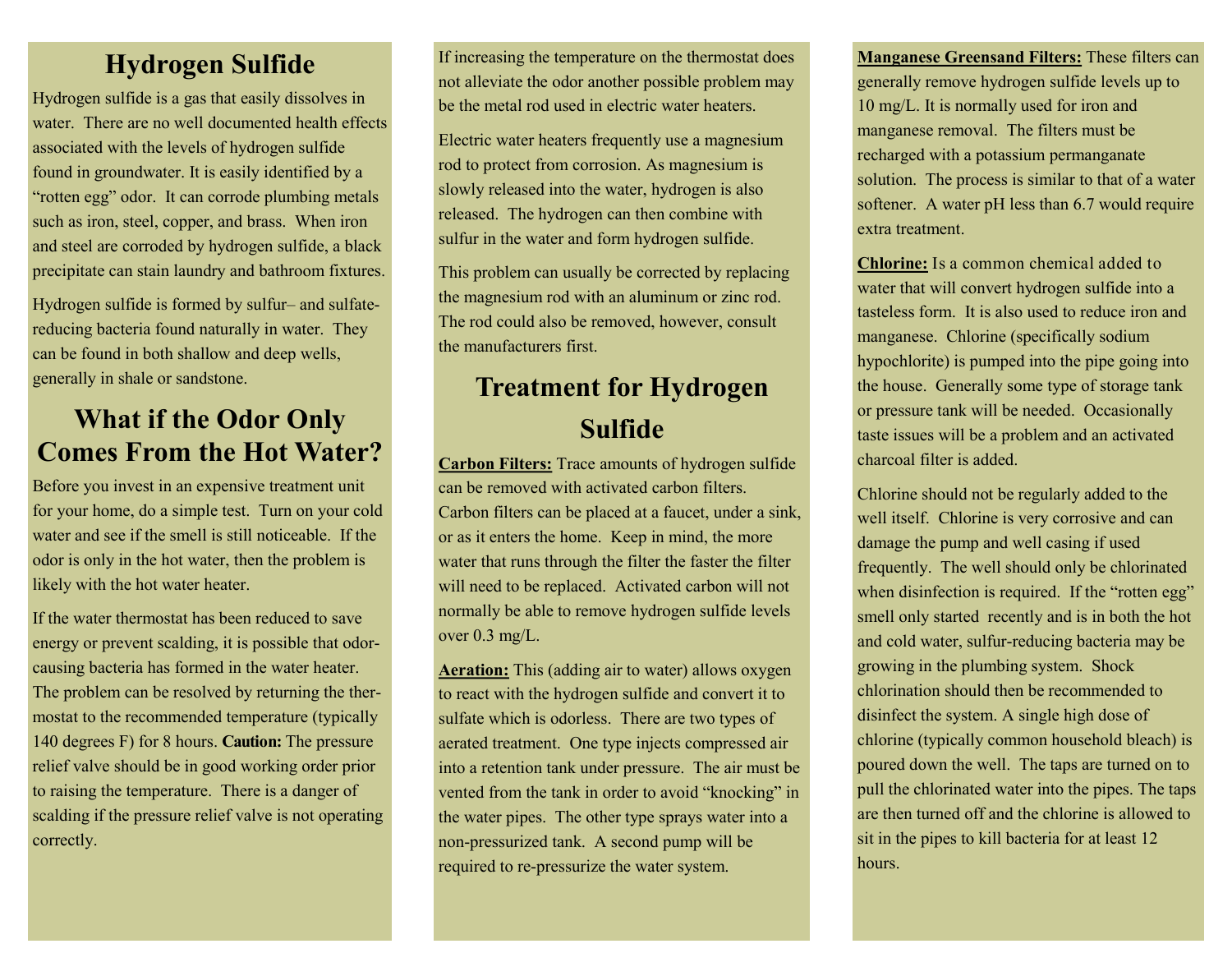# Hydrogen Sulfide

Hydrogen sulfide is a gas that easily dissolves in water. There are no well documented health effects associated with the levels of hydrogen sulfide found in groundwater. It is easily identified by a "rotten egg" odor. It can corrode plumbing metals such as iron, steel, copper, and brass. When iron and steel are corroded by hydrogen sulfide, a black precipitate can stain laundry and bathroom fixtures.

Hydrogen sulfide is formed by sulfur– and sulfate-reducing bacteria found naturally in water. They can be found in both shallow and deep wells, generally in shale or sandstone.

# What if the Odor Only Comes From the Hot Water?

Before you invest in an expensive treatment unit for your home, do a simple test. Turn on your cold water and see if the smell is still noticeable. If the odor is only in the hot water, then the problem is likely with the hot water heater.

If the water thermostat has been reduced to save energy or prevent scalding, it is possible that odor-causing bacteria has formed in the water heater. The problem can be resolved by returning the thermostat to the recommended temperature (typically 140 degrees F) for 8 hours. **Caution:** The pressure relief valve should be in good working order prior to raising the temperature. There is a danger of scalding if the pressure relief valve is not operating correctly.

If increasing the temperature on the thermostat does not alleviate the odor another possible problem may be the metal rod used in electric water heaters.

Electric water heaters frequently use a magnesium rod to protect from corrosion. As magnesium is slowly released into the water, hydrogen is also released. The hydrogen can then combine with sulfur in the water and form hydrogen sulfide.

This problem can usually be corrected by replacing the magnesium rod with an aluminum or zinc rod. The rod could also be removed, however, consult the manufacturers first.

# Treatment for Hydrogen Sulfide

**Carbon Filters:** Trace amounts of hydrogen sulfide can be removed with activated carbon filters. Carbon filters can be placed at a faucet, under a sink, or as it enters the home. Keep in mind, the more water that runs through the filter the faster the filter will need to be replaced. Activated carbon will not normally be able to remove hydrogen sulfide levels over 0.3 mg/L.

**Aeration:** This (adding air to water) allows oxygen to react with the hydrogen sulfide and convert it to sulfate which is odorless. There are two types of aerated treatment. One type injects compressed air into a retention tank under pressure. The air must be vented from the tank in order to avoid "knocking" in the water pipes. The other type sprays water into a non-pressurized tank. A second pump will be required to re-pressurize the water system.

**Manganese Greensand Filters:** These filters can generally remove hydrogen sulfide levels up to 10 mg/L. It is normally used for iron and manganese removal. The filters must be recharged with a potassium permanganate solution. The process is similar to that of a water softener. A water pH less than 6.7 would require extra treatment.

**Chlorine:** Is a common chemical added to water that will convert hydrogen sulfide into a tasteless form. It is also used to reduce iron and manganese. Chlorine (specifically sodium hypochlorite) is pumped into the pipe going into the house. Generally some type of storage tank or pressure tank will be needed. Occasionally taste issues will be a problem and an activated charcoal filter is added.

Chlorine should not be regularly added to the well itself. Chlorine is very corrosive and can damage the pump and well casing if used frequently. The well should only be chlorinated when disinfection is required. If the "rotten egg" smell only started recently and is in both the hot and cold water, sulfur-reducing bacteria may be growing in the plumbing system. Shock chlorination should then be recommended to disinfect the system. A single high dose of chlorine (typically common household bleach) is poured down the well. The taps are turned on to pull the chlorinated water into the pipes. The taps are then turned off and the chlorine is allowed to sit in the pipes to kill bacteria for at least 12 hours.